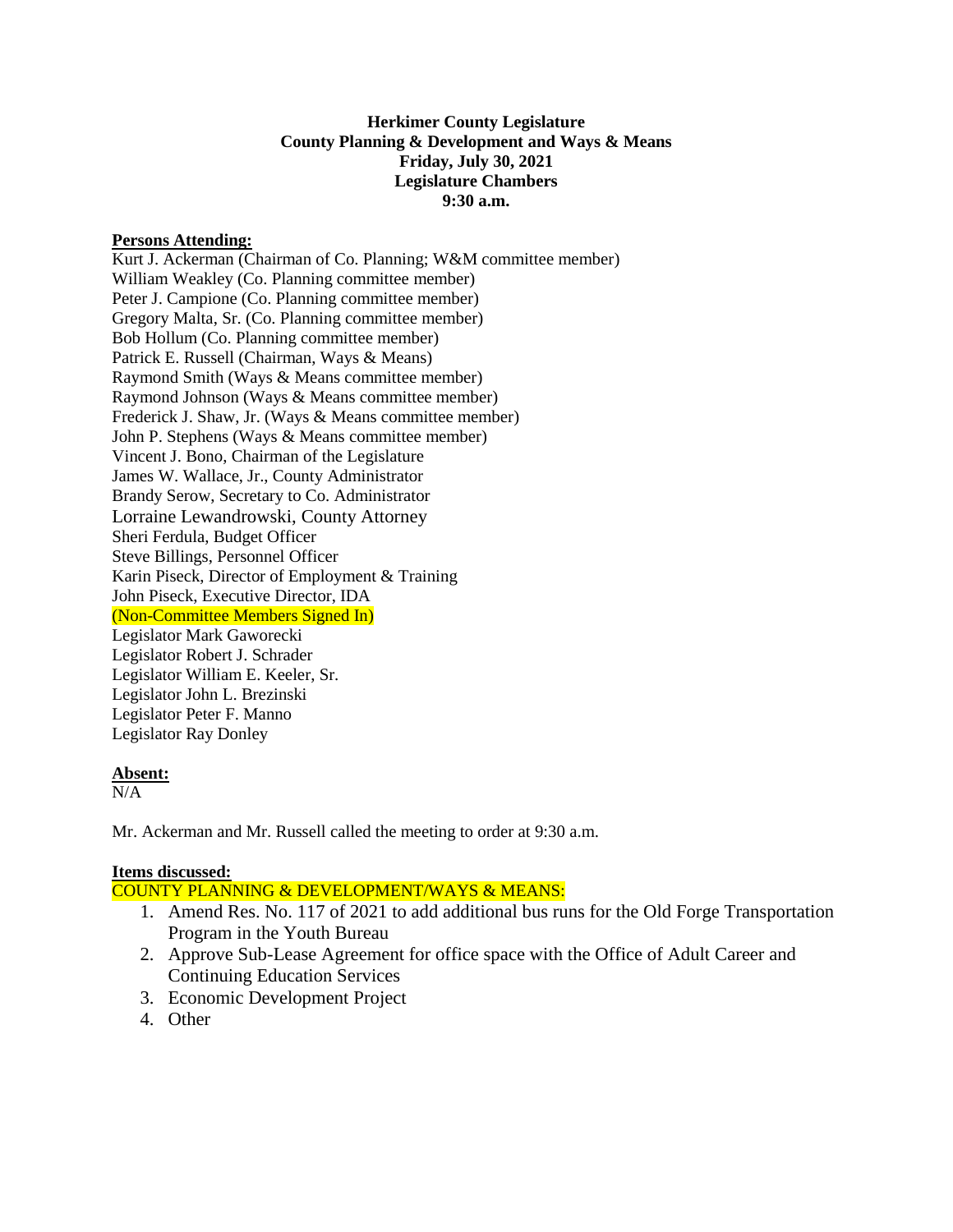**Herkimer County Legislature**
**County Planning & Development and Ways & Means**
**Friday, July 30, 2021**
**Legislature Chambers**
**9:30 a.m.**

**Persons Attending:**

Kurt J. Ackerman (Chairman of Co. Planning; W&M committee member)
William Weakley (Co. Planning committee member)
Peter J. Campione (Co. Planning committee member)
Gregory Malta, Sr. (Co. Planning committee member)
Bob Hollum (Co. Planning committee member)
Patrick E. Russell (Chairman, Ways & Means)
Raymond Smith (Ways & Means committee member)
Raymond Johnson (Ways & Means committee member)
Frederick J. Shaw, Jr. (Ways & Means committee member)
John P. Stephens (Ways & Means committee member)
Vincent J. Bono, Chairman of the Legislature
James W. Wallace, Jr., County Administrator
Brandy Serow, Secretary to Co. Administrator
Lorraine Lewandrowski, County Attorney
Sheri Ferdula, Budget Officer
Steve Billings, Personnel Officer
Karin Piseck, Director of Employment & Training
John Piseck, Executive Director, IDA
(Non-Committee Members Signed In)
Legislator Mark Gaworecki
Legislator Robert J. Schrader
Legislator William E. Keeler, Sr.
Legislator John L. Brezinski
Legislator Peter F. Manno
Legislator Ray Donley

**Absent:**
N/A

Mr. Ackerman and Mr. Russell called the meeting to order at 9:30 a.m.

**Items discussed:**

COUNTY PLANNING & DEVELOPMENT/WAYS & MEANS:

1. Amend Res. No. 117 of 2021 to add additional bus runs for the Old Forge Transportation Program in the Youth Bureau
2. Approve Sub-Lease Agreement for office space with the Office of Adult Career and Continuing Education Services
3. Economic Development Project
4. Other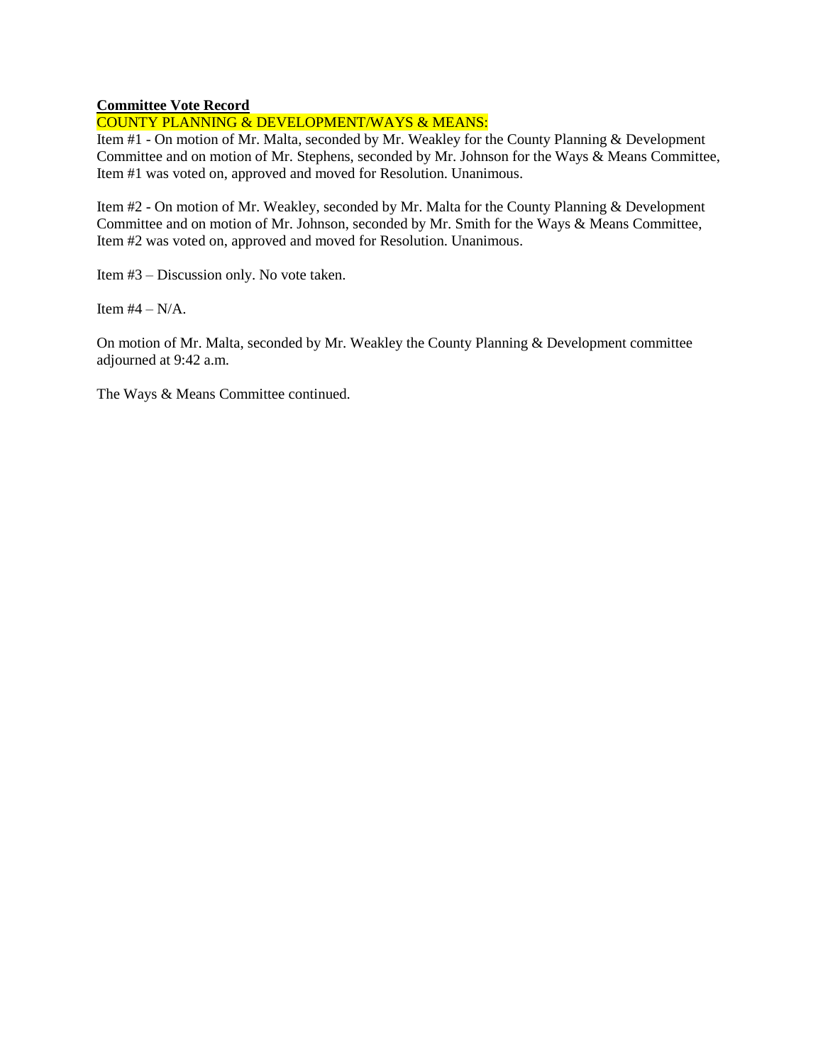**Committee Vote Record**

COUNTY PLANNING & DEVELOPMENT/WAYS & MEANS:

Item #1 - On motion of Mr. Malta, seconded by Mr. Weakley for the County Planning & Development Committee and on motion of Mr. Stephens, seconded by Mr. Johnson for the Ways & Means Committee, Item #1 was voted on, approved and moved for Resolution. Unanimous.

Item #2 - On motion of Mr. Weakley, seconded by Mr. Malta for the County Planning & Development Committee and on motion of Mr. Johnson, seconded by Mr. Smith for the Ways & Means Committee, Item #2 was voted on, approved and moved for Resolution. Unanimous.

Item #3 – Discussion only. No vote taken.

Item #4 – N/A.

On motion of Mr. Malta, seconded by Mr. Weakley the County Planning & Development committee adjourned at 9:42 a.m.

The Ways & Means Committee continued.